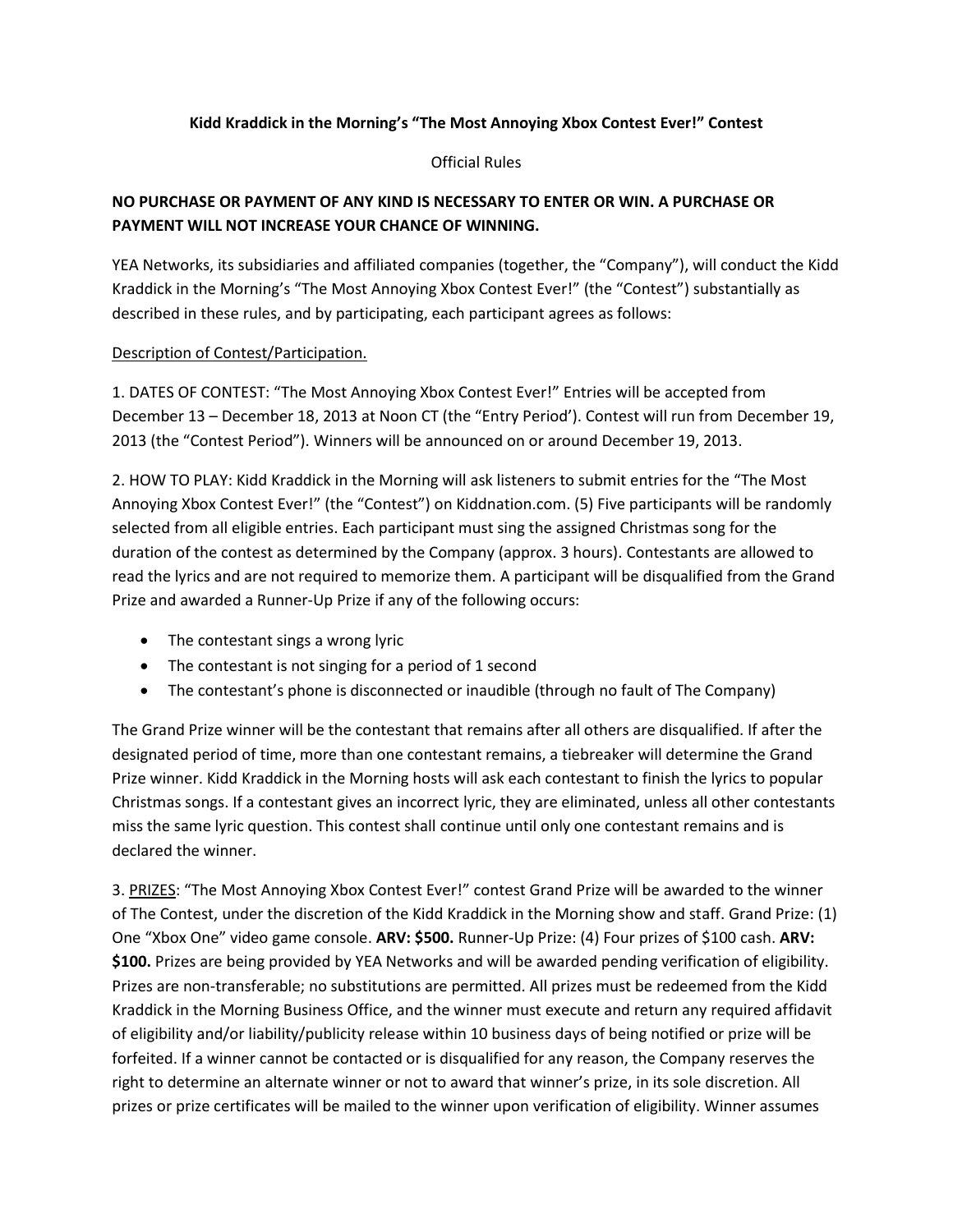**Kidd Kraddick in the Morning's "The Most Annoying Xbox Contest Ever!" Contest**

Official Rules

**NO PURCHASE OR PAYMENT OF ANY KIND IS NECESSARY TO ENTER OR WIN. A PURCHASE OR PAYMENT WILL NOT INCREASE YOUR CHANCE OF WINNING.**

YEA Networks, its subsidiaries and affiliated companies (together, the "Company"), will conduct the Kidd Kraddick in the Morning's "The Most Annoying Xbox Contest Ever!" (the "Contest") substantially as described in these rules, and by participating, each participant agrees as follows:

<u>Description of Contest/Participation.</u>

1. DATES OF CONTEST: "The Most Annoying Xbox Contest Ever!" Entries will be accepted from December 13 – December 18, 2013 at Noon CT (the "Entry Period'). Contest will run from December 19, 2013 (the "Contest Period"). Winners will be announced on or around December 19, 2013.

2. HOW TO PLAY: Kidd Kraddick in the Morning will ask listeners to submit entries for the "The Most Annoying Xbox Contest Ever!" (the "Contest") on Kiddnation.com. (5) Five participants will be randomly selected from all eligible entries. Each participant must sing the assigned Christmas song for the duration of the contest as determined by the Company (approx. 3 hours). Contestants are allowed to read the lyrics and are not required to memorize them. A participant will be disqualified from the Grand Prize and awarded a Runner-Up Prize if any of the following occurs:

- The contestant sings a wrong lyric
- The contestant is not singing for a period of 1 second
- The contestant's phone is disconnected or inaudible (through no fault of The Company)

The Grand Prize winner will be the contestant that remains after all others are disqualified. If after the designated period of time, more than one contestant remains, a tiebreaker will determine the Grand Prize winner. Kidd Kraddick in the Morning hosts will ask each contestant to finish the lyrics to popular Christmas songs. If a contestant gives an incorrect lyric, they are eliminated, unless all other contestants miss the same lyric question. This contest shall continue until only one contestant remains and is declared the winner.

3. <u>PRIZES</u>: "The Most Annoying Xbox Contest Ever!" contest Grand Prize will be awarded to the winner of The Contest, under the discretion of the Kidd Kraddick in the Morning show and staff. Grand Prize: (1) One "Xbox One" video game console. **ARV: $500.** Runner-Up Prize: (4) Four prizes of $100 cash. **ARV: $100.** Prizes are being provided by YEA Networks and will be awarded pending verification of eligibility. Prizes are non-transferable; no substitutions are permitted. All prizes must be redeemed from the Kidd Kraddick in the Morning Business Office, and the winner must execute and return any required affidavit of eligibility and/or liability/publicity release within 10 business days of being notified or prize will be forfeited. If a winner cannot be contacted or is disqualified for any reason, the Company reserves the right to determine an alternate winner or not to award that winner's prize, in its sole discretion. All prizes or prize certificates will be mailed to the winner upon verification of eligibility. Winner assumes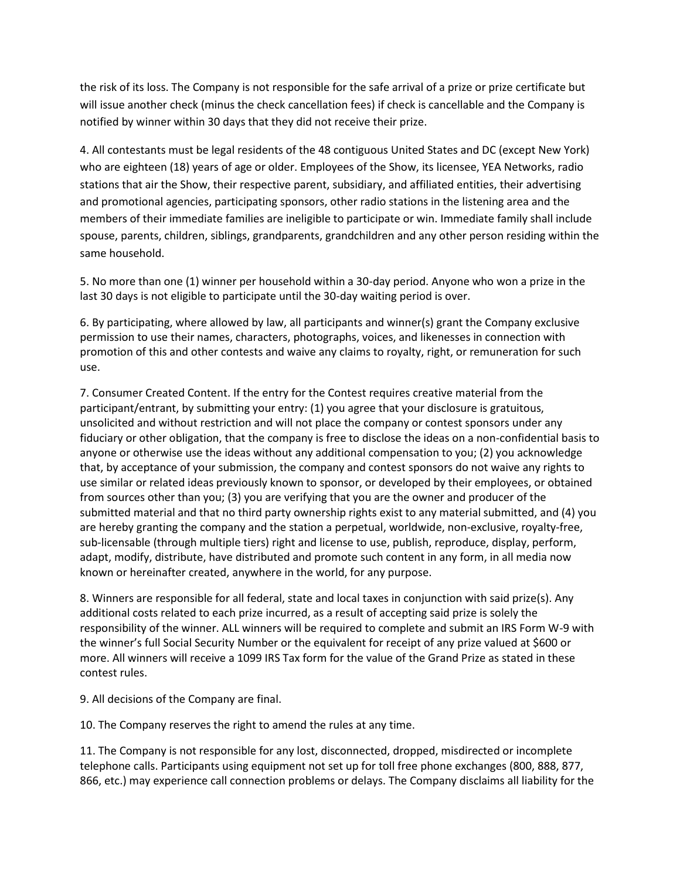the risk of its loss. The Company is not responsible for the safe arrival of a prize or prize certificate but will issue another check (minus the check cancellation fees) if check is cancellable and the Company is notified by winner within 30 days that they did not receive their prize.

4. All contestants must be legal residents of the 48 contiguous United States and DC (except New York) who are eighteen (18) years of age or older. Employees of the Show, its licensee, YEA Networks, radio stations that air the Show, their respective parent, subsidiary, and affiliated entities, their advertising and promotional agencies, participating sponsors, other radio stations in the listening area and the members of their immediate families are ineligible to participate or win. Immediate family shall include spouse, parents, children, siblings, grandparents, grandchildren and any other person residing within the same household.

5. No more than one (1) winner per household within a 30-day period. Anyone who won a prize in the last 30 days is not eligible to participate until the 30-day waiting period is over.

6. By participating, where allowed by law, all participants and winner(s) grant the Company exclusive permission to use their names, characters, photographs, voices, and likenesses in connection with promotion of this and other contests and waive any claims to royalty, right, or remuneration for such use.

7. Consumer Created Content. If the entry for the Contest requires creative material from the participant/entrant, by submitting your entry: (1) you agree that your disclosure is gratuitous, unsolicited and without restriction and will not place the company or contest sponsors under any fiduciary or other obligation, that the company is free to disclose the ideas on a non-confidential basis to anyone or otherwise use the ideas without any additional compensation to you; (2) you acknowledge that, by acceptance of your submission, the company and contest sponsors do not waive any rights to use similar or related ideas previously known to sponsor, or developed by their employees, or obtained from sources other than you; (3) you are verifying that you are the owner and producer of the submitted material and that no third party ownership rights exist to any material submitted, and (4) you are hereby granting the company and the station a perpetual, worldwide, non-exclusive, royalty-free, sub-licensable (through multiple tiers) right and license to use, publish, reproduce, display, perform, adapt, modify, distribute, have distributed and promote such content in any form, in all media now known or hereinafter created, anywhere in the world, for any purpose.

8. Winners are responsible for all federal, state and local taxes in conjunction with said prize(s). Any additional costs related to each prize incurred, as a result of accepting said prize is solely the responsibility of the winner. ALL winners will be required to complete and submit an IRS Form W-9 with the winner's full Social Security Number or the equivalent for receipt of any prize valued at $600 or more. All winners will receive a 1099 IRS Tax form for the value of the Grand Prize as stated in these contest rules.

9. All decisions of the Company are final.

10. The Company reserves the right to amend the rules at any time.

11. The Company is not responsible for any lost, disconnected, dropped, misdirected or incomplete telephone calls. Participants using equipment not set up for toll free phone exchanges (800, 888, 877, 866, etc.) may experience call connection problems or delays. The Company disclaims all liability for the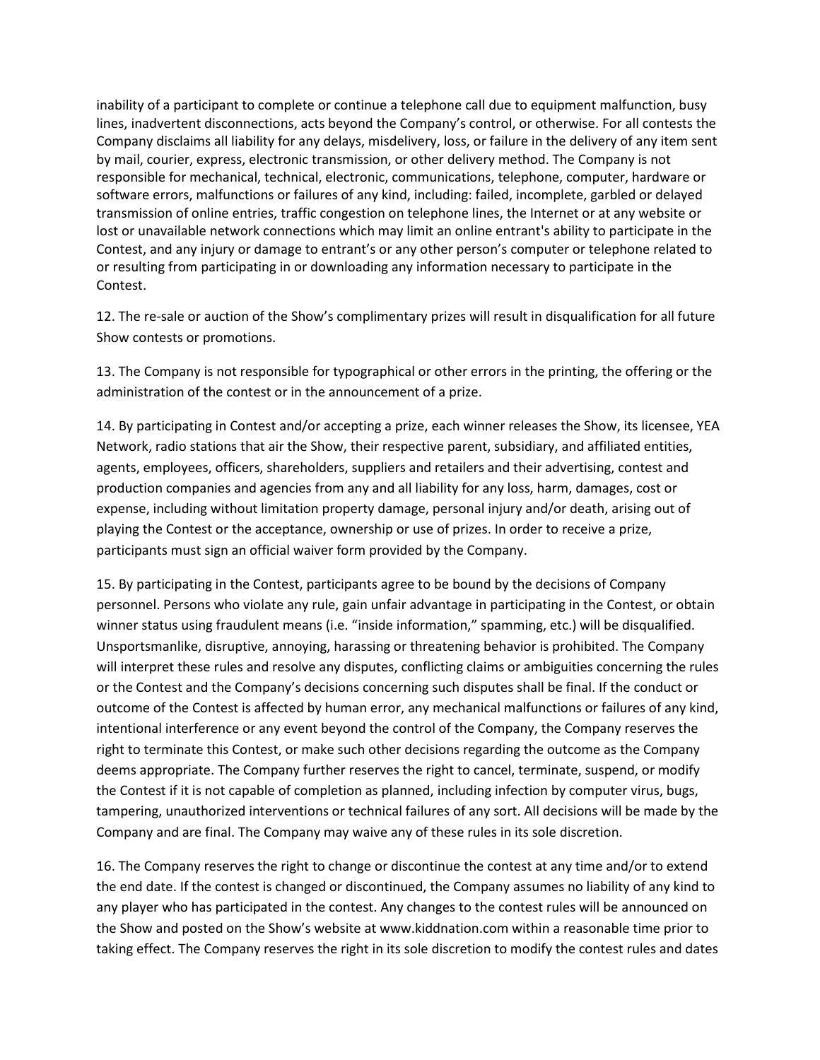inability of a participant to complete or continue a telephone call due to equipment malfunction, busy lines, inadvertent disconnections, acts beyond the Company's control, or otherwise. For all contests the Company disclaims all liability for any delays, misdelivery, loss, or failure in the delivery of any item sent by mail, courier, express, electronic transmission, or other delivery method. The Company is not responsible for mechanical, technical, electronic, communications, telephone, computer, hardware or software errors, malfunctions or failures of any kind, including: failed, incomplete, garbled or delayed transmission of online entries, traffic congestion on telephone lines, the Internet or at any website or lost or unavailable network connections which may limit an online entrant's ability to participate in the Contest, and any injury or damage to entrant's or any other person's computer or telephone related to or resulting from participating in or downloading any information necessary to participate in the Contest.

12. The re-sale or auction of the Show's complimentary prizes will result in disqualification for all future Show contests or promotions.

13. The Company is not responsible for typographical or other errors in the printing, the offering or the administration of the contest or in the announcement of a prize.

14. By participating in Contest and/or accepting a prize, each winner releases the Show, its licensee, YEA Network, radio stations that air the Show, their respective parent, subsidiary, and affiliated entities, agents, employees, officers, shareholders, suppliers and retailers and their advertising, contest and production companies and agencies from any and all liability for any loss, harm, damages, cost or expense, including without limitation property damage, personal injury and/or death, arising out of playing the Contest or the acceptance, ownership or use of prizes. In order to receive a prize, participants must sign an official waiver form provided by the Company.

15. By participating in the Contest, participants agree to be bound by the decisions of Company personnel. Persons who violate any rule, gain unfair advantage in participating in the Contest, or obtain winner status using fraudulent means (i.e. "inside information," spamming, etc.) will be disqualified. Unsportsmanlike, disruptive, annoying, harassing or threatening behavior is prohibited. The Company will interpret these rules and resolve any disputes, conflicting claims or ambiguities concerning the rules or the Contest and the Company's decisions concerning such disputes shall be final. If the conduct or outcome of the Contest is affected by human error, any mechanical malfunctions or failures of any kind, intentional interference or any event beyond the control of the Company, the Company reserves the right to terminate this Contest, or make such other decisions regarding the outcome as the Company deems appropriate. The Company further reserves the right to cancel, terminate, suspend, or modify the Contest if it is not capable of completion as planned, including infection by computer virus, bugs, tampering, unauthorized interventions or technical failures of any sort. All decisions will be made by the Company and are final. The Company may waive any of these rules in its sole discretion.

16. The Company reserves the right to change or discontinue the contest at any time and/or to extend the end date. If the contest is changed or discontinued, the Company assumes no liability of any kind to any player who has participated in the contest. Any changes to the contest rules will be announced on the Show and posted on the Show's website at www.kiddnation.com within a reasonable time prior to taking effect. The Company reserves the right in its sole discretion to modify the contest rules and dates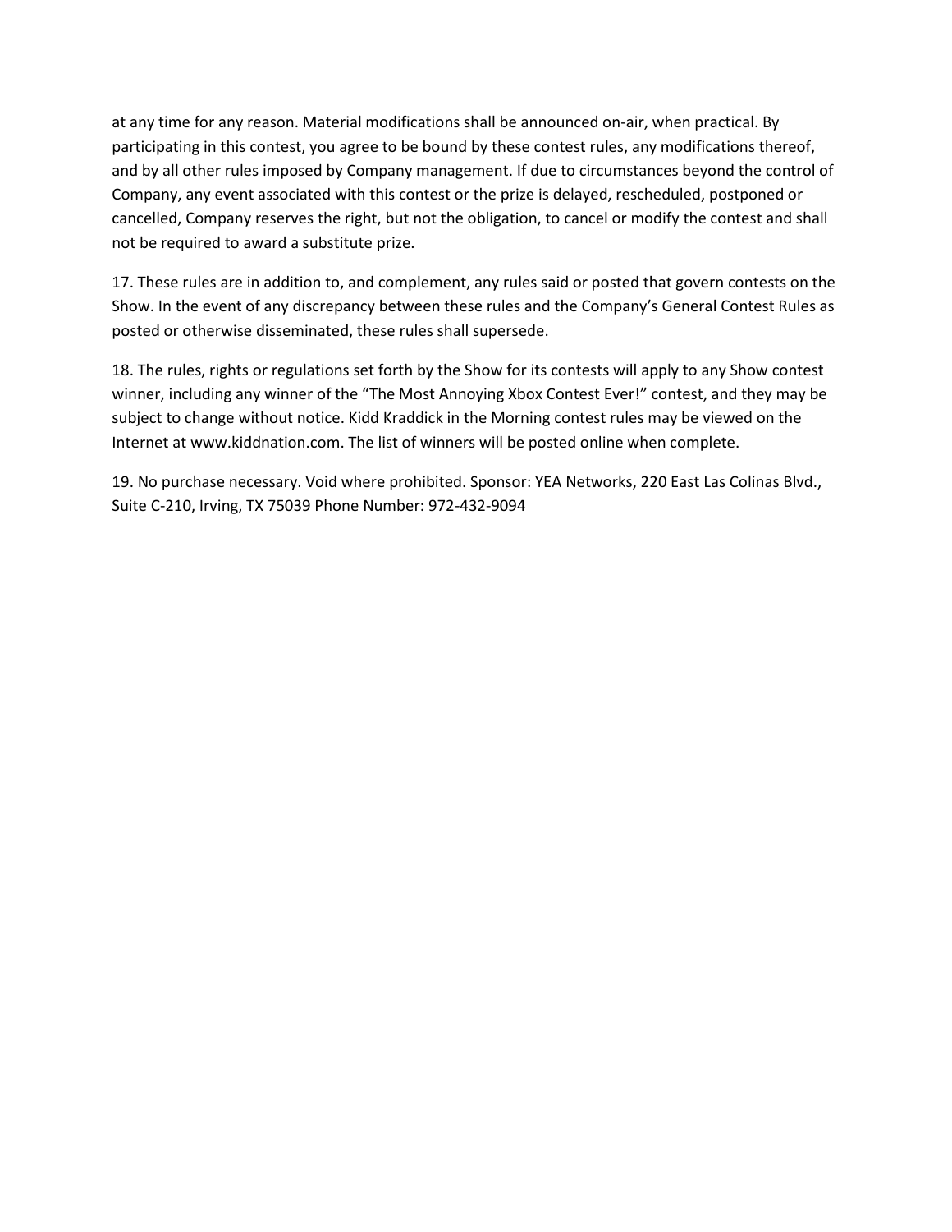at any time for any reason. Material modifications shall be announced on-air, when practical. By participating in this contest, you agree to be bound by these contest rules, any modifications thereof, and by all other rules imposed by Company management. If due to circumstances beyond the control of Company, any event associated with this contest or the prize is delayed, rescheduled, postponed or cancelled, Company reserves the right, but not the obligation, to cancel or modify the contest and shall not be required to award a substitute prize.

17. These rules are in addition to, and complement, any rules said or posted that govern contests on the Show. In the event of any discrepancy between these rules and the Company's General Contest Rules as posted or otherwise disseminated, these rules shall supersede.

18. The rules, rights or regulations set forth by the Show for its contests will apply to any Show contest winner, including any winner of the "The Most Annoying Xbox Contest Ever!" contest, and they may be subject to change without notice. Kidd Kraddick in the Morning contest rules may be viewed on the Internet at www.kiddnation.com. The list of winners will be posted online when complete.

19. No purchase necessary. Void where prohibited. Sponsor: YEA Networks, 220 East Las Colinas Blvd., Suite C-210, Irving, TX 75039 Phone Number: 972-432-9094